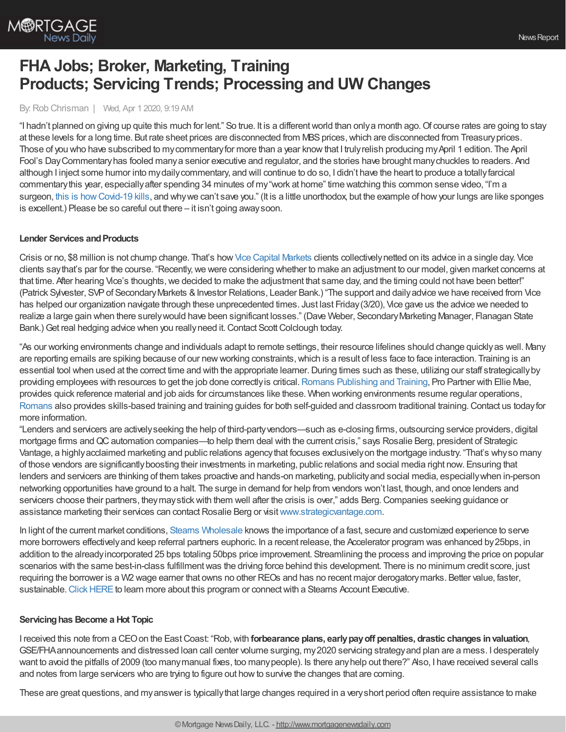# FHA Jobs; Broker, Marketing, Training Products; Servicing Trends; Processing and UW Changes

By: Rob Chrisman | Wed, Apr 1 2020, 9:19 AM

"I hadn't planned on giving up quite this much for lent." So true. It is a different world than only a month ago. Of course rates are going to stay at these levels for a long time. But rate sheet prices are disconnected from MBS prices, which are disconnected from Treasury prices. Those of you who have subscribed to my commentary for more than a year know that I truly relish producing my April 1 edition. The April Fool's Day Commentary has fooled many a senior executive and regulator, and the stories have brought many chuckles to readers. And although I inject some humor into my daily commentary, and will continue to do so, I didn't have the heart to produce a totally farcical commentary this year, especially after spending 34 minutes of my "work at home" time watching this common sense video, "I'm a surgeon, this is how Covid-19 kills, and why we can't save you." (It is a little unorthodox, but the example of how your lungs are like sponges is excellent.) Please be so careful out there – it isn't going away soon.

**Lender Services and Products**

Crisis or no, $8 million is not chump change. That's how Vice Capital Markets clients collectively netted on its advice in a single day. Vice clients say that's par for the course. "Recently, we were considering whether to make an adjustment to our model, given market concerns at that time. After hearing Vice's thoughts, we decided to make the adjustment that same day, and the timing could not have been better!" (Patrick Sylvester, SVP of Secondary Markets & Investor Relations, Leader Bank.) "The support and daily advice we have received from Vice has helped our organization navigate through these unprecedented times. Just last Friday (3/20), Vice gave us the advice we needed to realize a large gain when there surely would have been significant losses." (Dave Weber, Secondary Marketing Manager, Flanagan State Bank.) Get real hedging advice when you really need it. Contact Scott Colclough today.

"As our working environments change and individuals adapt to remote settings, their resource lifelines should change quickly as well. Many are reporting emails are spiking because of our new working constraints, which is a result of less face to face interaction. Training is an essential tool when used at the correct time and with the appropriate learner. During times such as these, utilizing our staff strategically by providing employees with resources to get the job done correctly is critical. Romans Publishing and Training, Pro Partner with Ellie Mae, provides quick reference material and job aids for circumstances like these. When working environments resume regular operations, Romans also provides skills-based training and training guides for both self-guided and classroom traditional training. Contact us today for more information.

"Lenders and servicers are actively seeking the help of third-party vendors—such as e-closing firms, outsourcing service providers, digital mortgage firms and QC automation companies—to help them deal with the current crisis," says Rosalie Berg, president of Strategic Vantage, a highly acclaimed marketing and public relations agency that focuses exclusively on the mortgage industry. "That's why so many of those vendors are significantly boosting their investments in marketing, public relations and social media right now. Ensuring that lenders and servicers are thinking of them takes proactive and hands-on marketing, publicity and social media, especially when in-person networking opportunities have ground to a halt. The surge in demand for help from vendors won't last, though, and once lenders and servicers choose their partners, they may stick with them well after the crisis is over," adds Berg. Companies seeking guidance or assistance marketing their services can contact Rosalie Berg or visit www.strategicvantage.com.

In light of the current market conditions, Stearns Wholesale knows the importance of a fast, secure and customized experience to serve more borrowers effectively and keep referral partners euphoric. In a recent release, the Accelerator program was enhanced by 25bps, in addition to the already incorporated 25 bps totaling 50bps price improvement. Streamlining the process and improving the price on popular scenarios with the same best-in-class fulfillment was the driving force behind this development. There is no minimum credit score, just requiring the borrower is a W2 wage earner that owns no other REOs and has no recent major derogatory marks. Better value, faster, sustainable. Click HERE to learn more about this program or connect with a Stearns Account Executive.

**Servicing has Become a Hot Topic**

I received this note from a CEO on the East Coast: "Rob, with **forbearance plans, early pay off penalties, drastic changes in valuation**, GSE/FHA announcements and distressed loan call center volume surging, my 2020 servicing strategy and plan are a mess. I desperately want to avoid the pitfalls of 2009 (too many manual fixes, too many people). Is there any help out there?" Also, I have received several calls and notes from large servicers who are trying to figure out how to survive the changes that are coming.

These are great questions, and my answer is typically that large changes required in a very short period often require assistance to make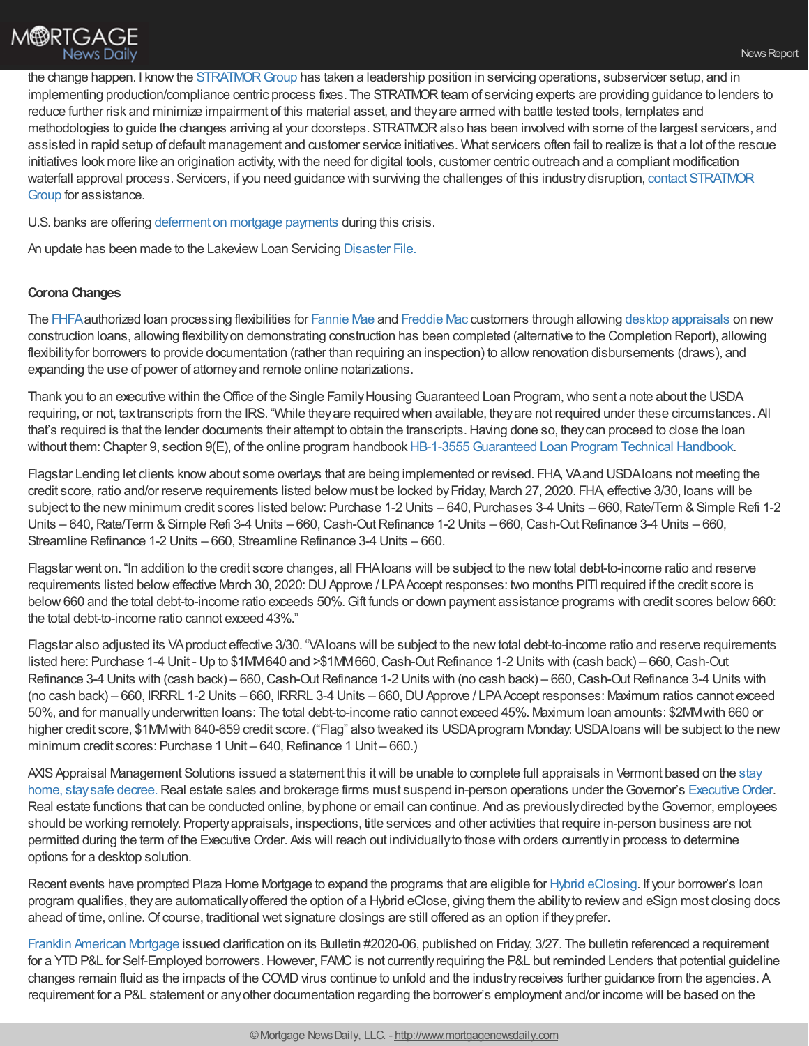the change happen. I know the STRATMOR Group has taken a leadership position in servicing operations, subservicer setup, and in implementing production/compliance centric process fixes. The STRATMOR team of servicing experts are providing guidance to lenders to reduce further risk and minimize impairment of this material asset, and they are armed with battle tested tools, templates and methodologies to guide the changes arriving at your doorsteps. STRATMOR also has been involved with some of the largest servicers, and assisted in rapid setup of default management and customer service initiatives. What servicers often fail to realize is that a lot of the rescue initiatives look more like an origination activity, with the need for digital tools, customer centric outreach and a compliant modification waterfall approval process. Servicers, if you need guidance with surviving the challenges of this industry disruption, contact STRATMOR Group for assistance.

U.S. banks are offering deferment on mortgage payments during this crisis.

An update has been made to the Lakeview Loan Servicing Disaster File.

**Corona Changes**

The FHFA authorized loan processing flexibilities for Fannie Mae and Freddie Mac customers through allowing desktop appraisals on new construction loans, allowing flexibility on demonstrating construction has been completed (alternative to the Completion Report), allowing flexibility for borrowers to provide documentation (rather than requiring an inspection) to allow renovation disbursements (draws), and expanding the use of power of attorney and remote online notarizations.

Thank you to an executive within the Office of the Single Family Housing Guaranteed Loan Program, who sent a note about the USDA requiring, or not, tax transcripts from the IRS. "While they are required when available, they are not required under these circumstances. All that's required is that the lender documents their attempt to obtain the transcripts. Having done so, they can proceed to close the loan without them: Chapter 9, section 9(E), of the online program handbook HB-1-3555 Guaranteed Loan Program Technical Handbook.

Flagstar Lending let clients know about some overlays that are being implemented or revised. FHA, VA and USDA loans not meeting the credit score, ratio and/or reserve requirements listed below must be locked by Friday, March 27, 2020. FHA, effective 3/30, loans will be subject to the new minimum credit scores listed below: Purchase 1-2 Units – 640, Purchases 3-4 Units – 660, Rate/Term & Simple Refi 1-2 Units – 640, Rate/Term & Simple Refi 3-4 Units – 660, Cash-Out Refinance 1-2 Units – 660, Cash-Out Refinance 3-4 Units – 660, Streamline Refinance 1-2 Units – 660, Streamline Refinance 3-4 Units – 660.

Flagstar went on. "In addition to the credit score changes, all FHA loans will be subject to the new total debt-to-income ratio and reserve requirements listed below effective March 30, 2020: DU Approve / LPA Accept responses: two months PITI required if the credit score is below 660 and the total debt-to-income ratio exceeds 50%. Gift funds or down payment assistance programs with credit scores below 660: the total debt-to-income ratio cannot exceed 43%."

Flagstar also adjusted its VA product effective 3/30. "VA loans will be subject to the new total debt-to-income ratio and reserve requirements listed here: Purchase 1-4 Unit - Up to $1MM 640 and >$1MM 660, Cash-Out Refinance 1-2 Units with (cash back) – 660, Cash-Out Refinance 3-4 Units with (cash back) – 660, Cash-Out Refinance 1-2 Units with (no cash back) – 660, Cash-Out Refinance 3-4 Units with (no cash back) – 660, IRRRL 1-2 Units – 660, IRRRL 3-4 Units – 660, DU Approve / LPA Accept responses: Maximum ratios cannot exceed 50%, and for manually underwritten loans: The total debt-to-income ratio cannot exceed 45%. Maximum loan amounts: $2MM with 660 or higher credit score, $1MM with 640-659 credit score. ("Flag" also tweaked its USDA program Monday: USDA loans will be subject to the new minimum credit scores: Purchase 1 Unit – 640, Refinance 1 Unit – 660.)

AXIS Appraisal Management Solutions issued a statement this it will be unable to complete full appraisals in Vermont based on the stay home, stay safe decree. Real estate sales and brokerage firms must suspend in-person operations under the Governor's Executive Order. Real estate functions that can be conducted online, by phone or email can continue. And as previously directed by the Governor, employees should be working remotely. Property appraisals, inspections, title services and other activities that require in-person business are not permitted during the term of the Executive Order. Axis will reach out individually to those with orders currently in process to determine options for a desktop solution.

Recent events have prompted Plaza Home Mortgage to expand the programs that are eligible for Hybrid eClosing. If your borrower's loan program qualifies, they are automatically offered the option of a Hybrid eClose, giving them the ability to review and eSign most closing docs ahead of time, online. Of course, traditional wet signature closings are still offered as an option if they prefer.

Franklin American Mortgage issued clarification on its Bulletin #2020-06, published on Friday, 3/27. The bulletin referenced a requirement for a YTD P&L for Self-Employed borrowers. However, FAMC is not currently requiring the P&L but reminded Lenders that potential guideline changes remain fluid as the impacts of the COVID virus continue to unfold and the industry receives further guidance from the agencies. A requirement for a P&L statement or any other documentation regarding the borrower's employment and/or income will be based on the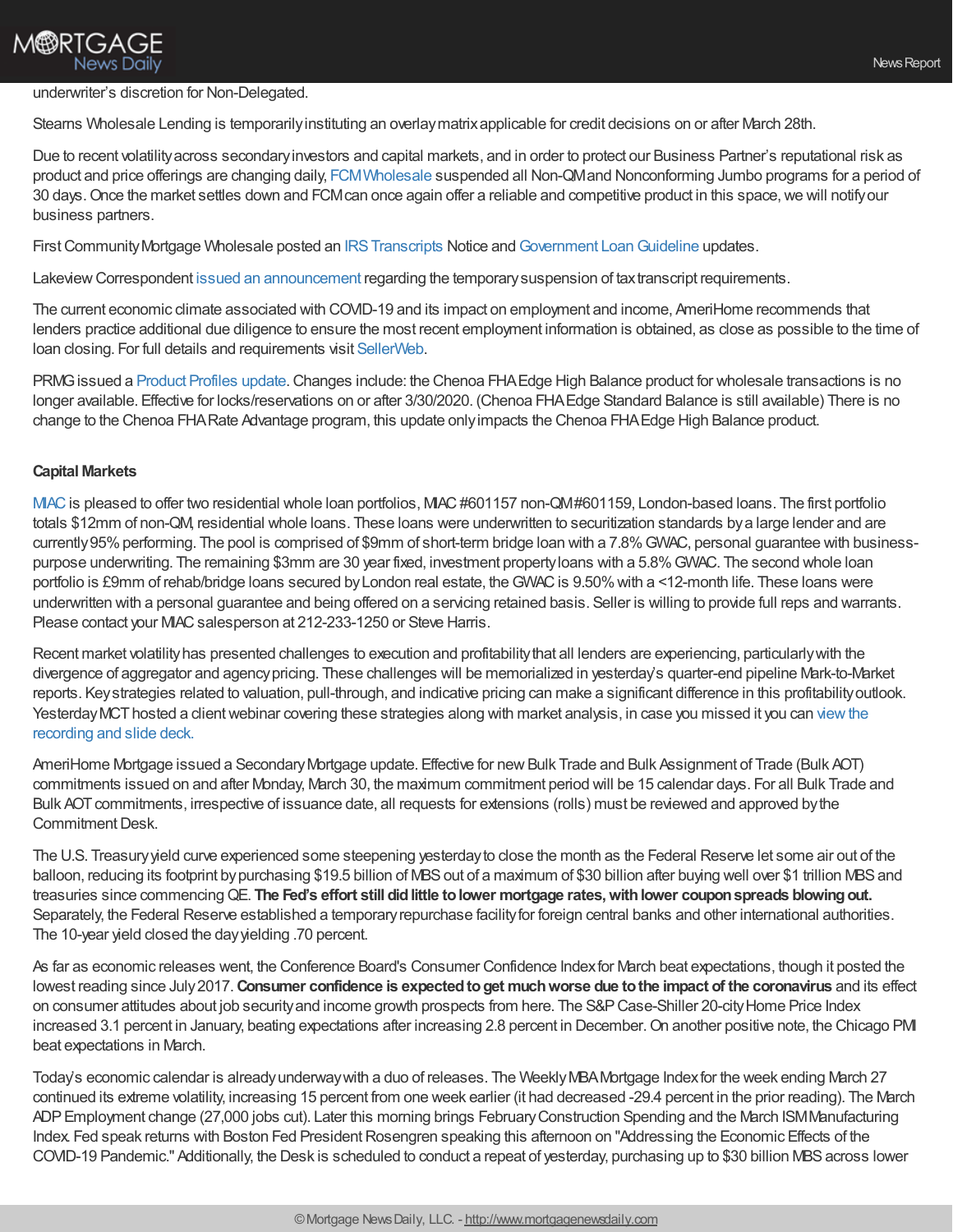underwriter's discretion for Non-Delegated.

Stearns Wholesale Lending is temporarily instituting an overlay matrix applicable for credit decisions on or after March 28th.

Due to recent volatility across secondary investors and capital markets, and in order to protect our Business Partner's reputational risk as product and price offerings are changing daily, FCM Wholesale suspended all Non-QM and Nonconforming Jumbo programs for a period of 30 days. Once the market settles down and FCM can once again offer a reliable and competitive product in this space, we will notify our business partners.

First Community Mortgage Wholesale posted an IRS Transcripts Notice and Government Loan Guideline updates.

Lakeview Correspondent issued an announcement regarding the temporary suspension of tax transcript requirements.

The current economic climate associated with COVID-19 and its impact on employment and income, AmeriHome recommends that lenders practice additional due diligence to ensure the most recent employment information is obtained, as close as possible to the time of loan closing. For full details and requirements visit SellerWeb.

PRMG issued a Product Profiles update. Changes include: the Chenoa FHA Edge High Balance product for wholesale transactions is no longer available. Effective for locks/reservations on or after 3/30/2020. (Chenoa FHA Edge Standard Balance is still available) There is no change to the Chenoa FHA Rate Advantage program, this update only impacts the Chenoa FHA Edge High Balance product.

**Capital Markets**

MIAC is pleased to offer two residential whole loan portfolios, MIAC #601157 non-QM #601159, London-based loans. The first portfolio totals $12mm of non-QM, residential whole loans. These loans were underwritten to securitization standards by a large lender and are currently 95% performing. The pool is comprised of $9mm of short-term bridge loan with a 7.8% GWAC, personal guarantee with business-purpose underwriting. The remaining $3mm are 30 year fixed, investment property loans with a 5.8% GWAC. The second whole loan portfolio is £9mm of rehab/bridge loans secured by London real estate, the GWAC is 9.50% with a <12-month life. These loans were underwritten with a personal guarantee and being offered on a servicing retained basis. Seller is willing to provide full reps and warrants. Please contact your MIAC salesperson at 212-233-1250 or Steve Harris.

Recent market volatility has presented challenges to execution and profitability that all lenders are experiencing, particularly with the divergence of aggregator and agency pricing. These challenges will be memorialized in yesterday's quarter-end pipeline Mark-to-Market reports. Key strategies related to valuation, pull-through, and indicative pricing can make a significant difference in this profitability outlook. Yesterday MCT hosted a client webinar covering these strategies along with market analysis, in case you missed it you can view the recording and slide deck.

AmeriHome Mortgage issued a Secondary Mortgage update. Effective for new Bulk Trade and Bulk Assignment of Trade (Bulk AOT) commitments issued on and after Monday, March 30, the maximum commitment period will be 15 calendar days. For all Bulk Trade and Bulk AOT commitments, irrespective of issuance date, all requests for extensions (rolls) must be reviewed and approved by the Commitment Desk.

The U.S. Treasury yield curve experienced some steepening yesterday to close the month as the Federal Reserve let some air out of the balloon, reducing its footprint by purchasing $19.5 billion of MBS out of a maximum of $30 billion after buying well over $1 trillion MBS and treasuries since commencing QE. **The Fed's effort still did little to lower mortgage rates, with lower coupon spreads blowing out.** Separately, the Federal Reserve established a temporary repurchase facility for foreign central banks and other international authorities. The 10-year yield closed the day yielding .70 percent.

As far as economic releases went, the Conference Board's Consumer Confidence Index for March beat expectations, though it posted the lowest reading since July 2017. **Consumer confidence is expected to get much worse due to the impact of the coronavirus** and its effect on consumer attitudes about job security and income growth prospects from here. The S&P Case-Shiller 20-city Home Price Index increased 3.1 percent in January, beating expectations after increasing 2.8 percent in December. On another positive note, the Chicago PMI beat expectations in March.

Today's economic calendar is already underway with a duo of releases. The Weekly MBA Mortgage Index for the week ending March 27 continued its extreme volatility, increasing 15 percent from one week earlier (it had decreased -29.4 percent in the prior reading). The March ADP Employment change (27,000 jobs cut). Later this morning brings February Construction Spending and the March ISM Manufacturing Index. Fed speak returns with Boston Fed President Rosengren speaking this afternoon on "Addressing the Economic Effects of the COVID-19 Pandemic." Additionally, the Desk is scheduled to conduct a repeat of yesterday, purchasing up to $30 billion MBS across lower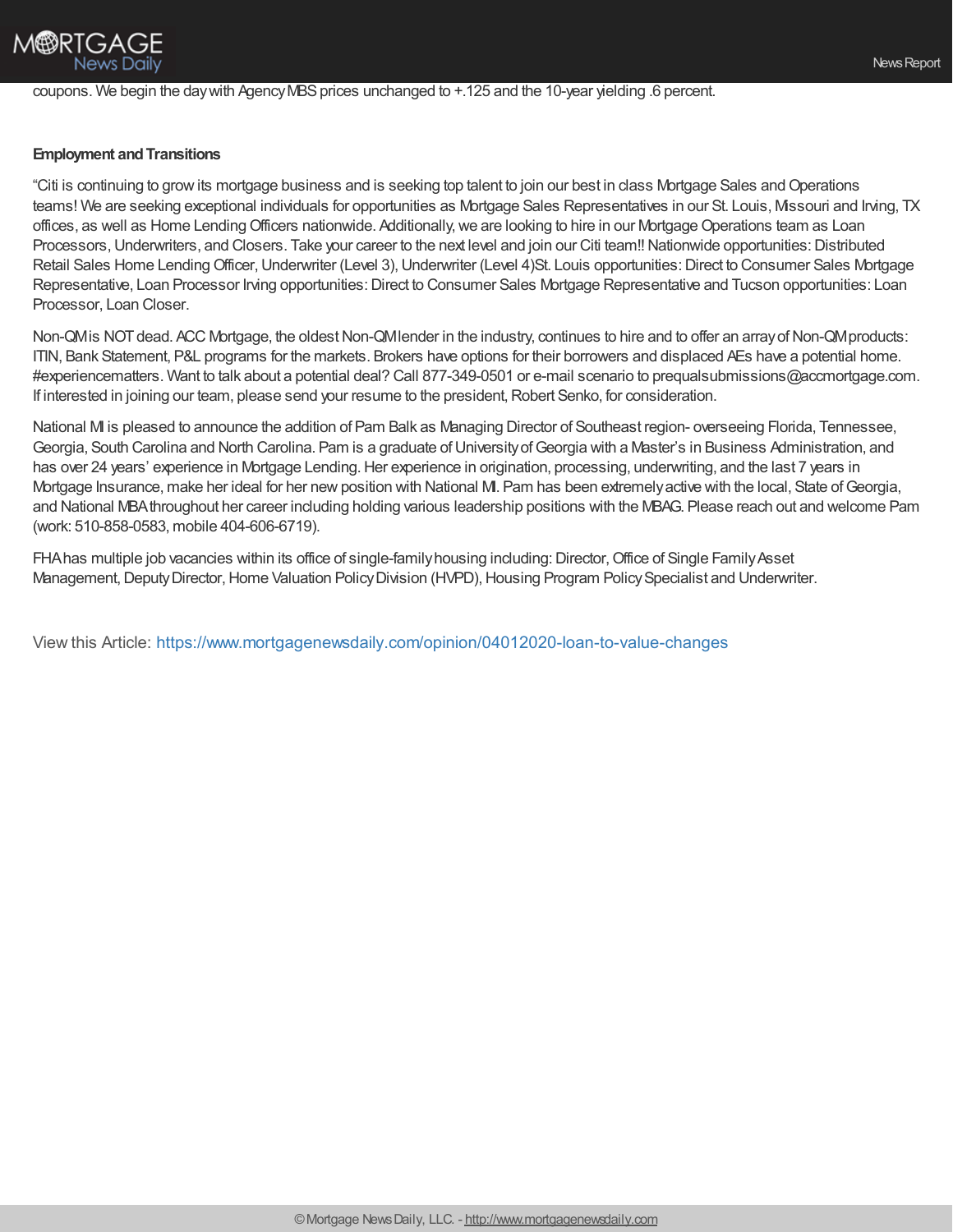coupons. We begin the day with Agency MBS prices unchanged to +.125 and the 10-year yielding .6 percent.

**Employment and Transitions**

"Citi is continuing to grow its mortgage business and is seeking top talent to join our best in class Mortgage Sales and Operations teams! We are seeking exceptional individuals for opportunities as Mortgage Sales Representatives in our St. Louis, Missouri and Irving, TX offices, as well as Home Lending Officers nationwide. Additionally, we are looking to hire in our Mortgage Operations team as Loan Processors, Underwriters, and Closers. Take your career to the next level and join our Citi team!! Nationwide opportunities: Distributed Retail Sales Home Lending Officer, Underwriter (Level 3), Underwriter (Level 4)St. Louis opportunities: Direct to Consumer Sales Mortgage Representative, Loan Processor Irving opportunities: Direct to Consumer Sales Mortgage Representative and Tucson opportunities: Loan Processor, Loan Closer.

Non-QM is NOT dead. ACC Mortgage, the oldest Non-QM lender in the industry, continues to hire and to offer an array of Non-QM products: ITIN, Bank Statement, P&L programs for the markets. Brokers have options for their borrowers and displaced AEs have a potential home. #experiencematters. Want to talk about a potential deal? Call 877-349-0501 or e-mail scenario to prequalsubmissions@accmortgage.com. If interested in joining our team, please send your resume to the president, Robert Senko, for consideration.

National MI is pleased to announce the addition of Pam Balk as Managing Director of Southeast region- overseeing Florida, Tennessee, Georgia, South Carolina and North Carolina. Pam is a graduate of University of Georgia with a Master's in Business Administration, and has over 24 years' experience in Mortgage Lending. Her experience in origination, processing, underwriting, and the last 7 years in Mortgage Insurance, make her ideal for her new position with National MI. Pam has been extremely active with the local, State of Georgia, and National MBA throughout her career including holding various leadership positions with the MBAG. Please reach out and welcome Pam (work: 510-858-0583, mobile 404-606-6719).

FHA has multiple job vacancies within its office of single-family housing including: Director, Office of Single Family Asset Management, Deputy Director, Home Valuation Policy Division (HVPD), Housing Program Policy Specialist and Underwriter.

View this Article: https://www.mortgagenewsdaily.com/opinion/04012020-loan-to-value-changes